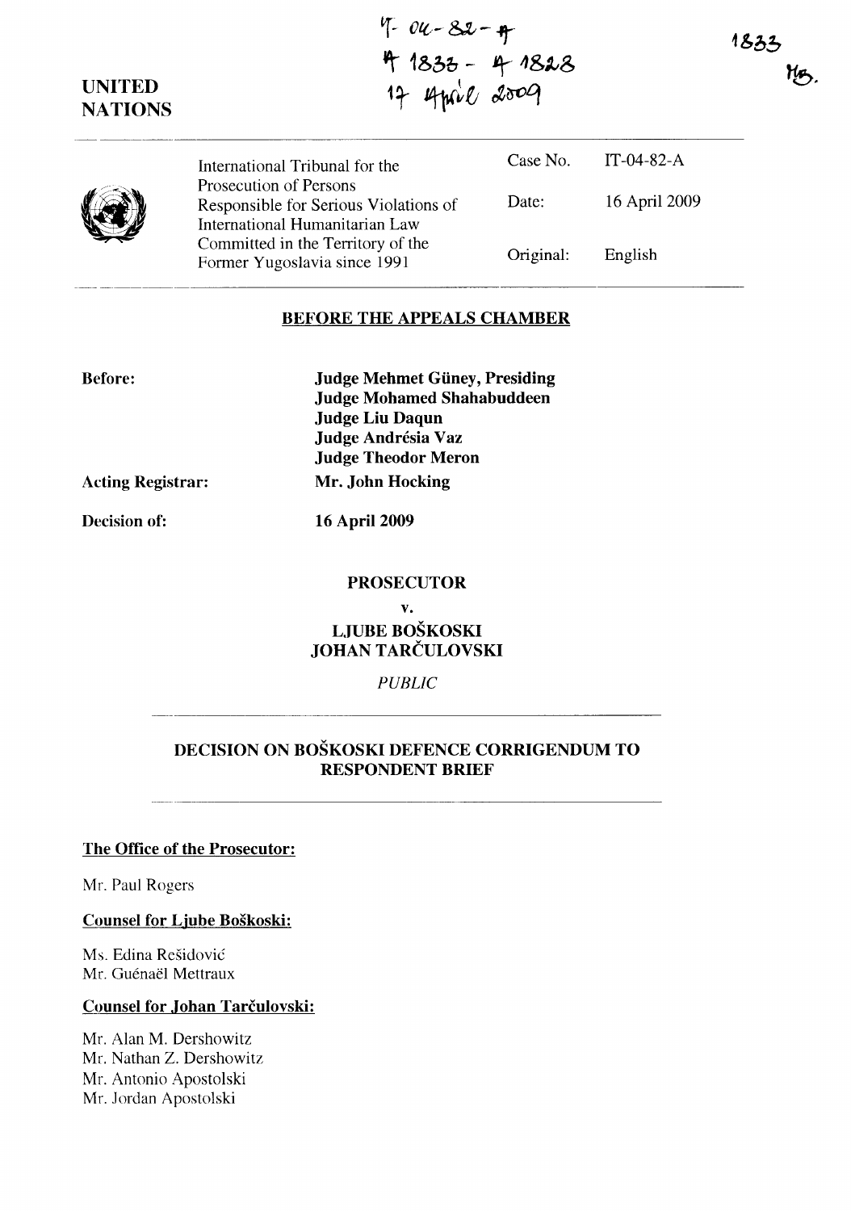IT-04-82-A
A 1833 - A 1828
17 April 2009

1833
MB.

**UNITED NATIONS**

| International Tribunal for the Prosecution of Persons Responsible for Serious Violations of International Humanitarian Law Committed in the Territory of the Former Yugoslavia since 1991 | Case No. | IT-04-82-A |
|---|---|---|
| | Date: | 16 April 2009 |
| | Original: | English |

**BEFORE THE APPEALS CHAMBER**

**Before:**

**Judge Mehmet Güney, Presiding**
**Judge Mohamed Shahabuddeen**
**Judge Liu Daqun**
**Judge Andrésia Vaz**
**Judge Theodor Meron**

**Acting Registrar:** **Mr. John Hocking**

**Decision of:** **16 April 2009**

**PROSECUTOR**

**v.**

**LJUBE BOŠKOSKI**
**JOHAN TARČULOVSKI**

*PUBLIC*

**DECISION ON BOŠKOSKI DEFENCE CORRIGENDUM TO RESPONDENT BRIEF**

**The Office of the Prosecutor:**

Mr. Paul Rogers

**Counsel for Ljube Boškoski:**

Ms. Edina Rešidović
Mr. Guénaël Mettraux

**Counsel for Johan Tarčulovski:**

Mr. Alan M. Dershowitz
Mr. Nathan Z. Dershowitz
Mr. Antonio Apostolski
Mr. Jordan Apostolski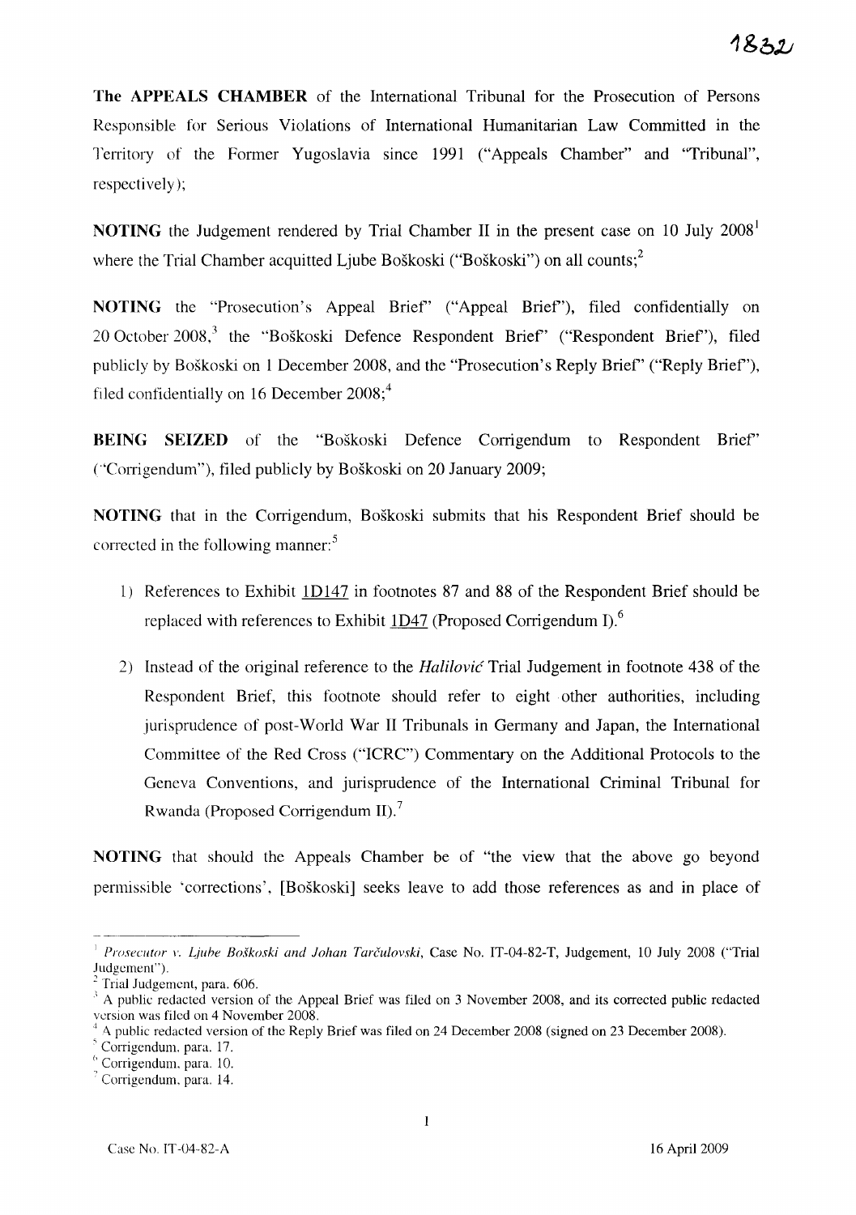**The APPEALS CHAMBER** of the International Tribunal for the Prosecution of Persons Responsible for Serious Violations of International Humanitarian Law Committed in the Territory of the Former Yugoslavia since 1991 ("Appeals Chamber" and "Tribunal", respectively);

**NOTING** the Judgement rendered by Trial Chamber II in the present case on 10 July 2008[1] where the Trial Chamber acquitted Ljube Boškoski ("Boškoski") on all counts;[2]

**NOTING** the "Prosecution's Appeal Brief" ("Appeal Brief"), filed confidentially on 20 October 2008,[3] the "Boškoski Defence Respondent Brief" ("Respondent Brief"), filed publicly by Boškoski on 1 December 2008, and the "Prosecution's Reply Brief" ("Reply Brief"), filed confidentially on 16 December 2008;[4]

**BEING SEIZED** of the "Boškoski Defence Corrigendum to Respondent Brief" ("Corrigendum"), filed publicly by Boškoski on 20 January 2009;

**NOTING** that in the Corrigendum, Boškoski submits that his Respondent Brief should be corrected in the following manner:[5]

1) References to Exhibit 1D147 in footnotes 87 and 88 of the Respondent Brief should be replaced with references to Exhibit 1D47 (Proposed Corrigendum I).[6]

2) Instead of the original reference to the *Halilović* Trial Judgement in footnote 438 of the Respondent Brief, this footnote should refer to eight other authorities, including jurisprudence of post-World War II Tribunals in Germany and Japan, the International Committee of the Red Cross ("ICRC") Commentary on the Additional Protocols to the Geneva Conventions, and jurisprudence of the International Criminal Tribunal for Rwanda (Proposed Corrigendum II).[7]

**NOTING** that should the Appeals Chamber be of "the view that the above go beyond permissible 'corrections', [Boškoski] seeks leave to add those references as and in place of

---

[1] *Prosecutor v. Ljube Boškoski and Johan Tarčulovski*, Case No. IT-04-82-T, Judgement, 10 July 2008 ("Trial Judgement").

[2] Trial Judgement, para. 606.

[3] A public redacted version of the Appeal Brief was filed on 3 November 2008, and its corrected public redacted version was filed on 4 November 2008.

[4] A public redacted version of the Reply Brief was filed on 24 December 2008 (signed on 23 December 2008).

[5] Corrigendum, para. 17.

[6] Corrigendum, para. 10.

[7] Corrigendum, para. 14.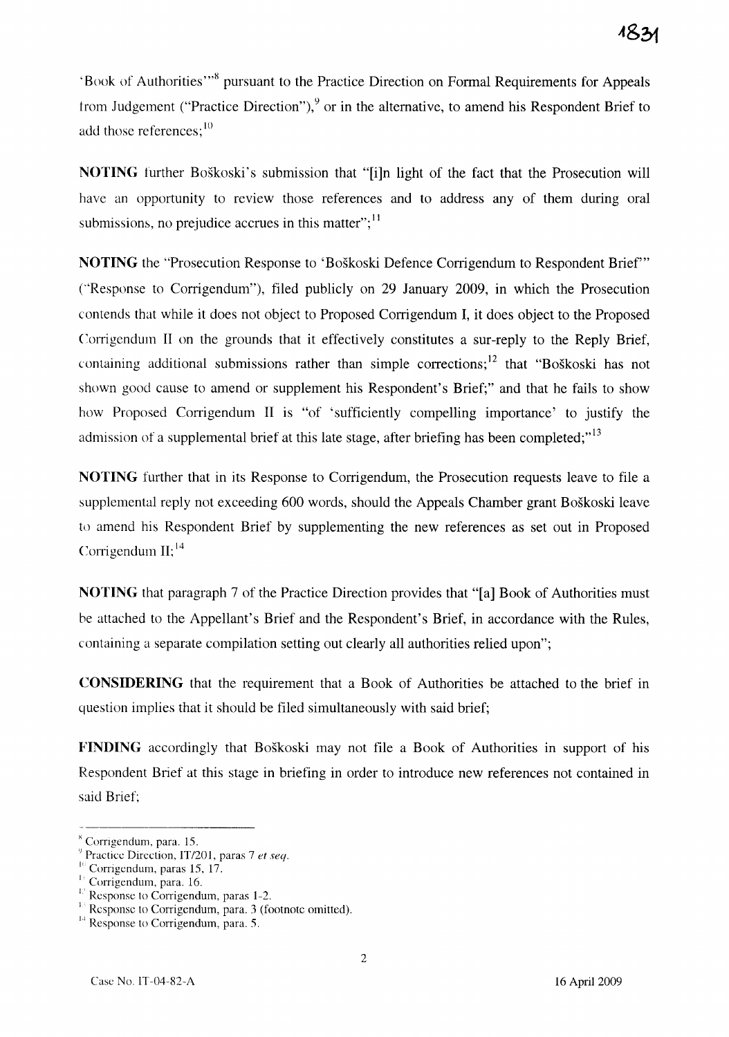'Book of Authorities'"[8] pursuant to the Practice Direction on Formal Requirements for Appeals from Judgement ("Practice Direction"),[9] or in the alternative, to amend his Respondent Brief to add those references;[10]

**NOTING** further Boškoski's submission that "[i]n light of the fact that the Prosecution will have an opportunity to review those references and to address any of them during oral submissions, no prejudice accrues in this matter";[11]

**NOTING** the "Prosecution Response to 'Boškoski Defence Corrigendum to Respondent Brief'" ("Response to Corrigendum"), filed publicly on 29 January 2009, in which the Prosecution contends that while it does not object to Proposed Corrigendum I, it does object to the Proposed Corrigendum II on the grounds that it effectively constitutes a sur-reply to the Reply Brief, containing additional submissions rather than simple corrections;[12] that "Boškoski has not shown good cause to amend or supplement his Respondent's Brief;" and that he fails to show how Proposed Corrigendum II is "of 'sufficiently compelling importance' to justify the admission of a supplemental brief at this late stage, after briefing has been completed;"[13]

**NOTING** further that in its Response to Corrigendum, the Prosecution requests leave to file a supplemental reply not exceeding 600 words, should the Appeals Chamber grant Boškoski leave to amend his Respondent Brief by supplementing the new references as set out in Proposed Corrigendum II;[14]

**NOTING** that paragraph 7 of the Practice Direction provides that "[a] Book of Authorities must be attached to the Appellant's Brief and the Respondent's Brief, in accordance with the Rules, containing a separate compilation setting out clearly all authorities relied upon";

**CONSIDERING** that the requirement that a Book of Authorities be attached to the brief in question implies that it should be filed simultaneously with said brief;

**FINDING** accordingly that Boškoski may not file a Book of Authorities in support of his Respondent Brief at this stage in briefing in order to introduce new references not contained in said Brief;

---

[8] Corrigendum, para. 15.
[9] Practice Direction, IT/201, paras 7 *et seq*.
[10] Corrigendum, paras 15, 17.
[11] Corrigendum, para. 16.
[12] Response to Corrigendum, paras 1-2.
[13] Response to Corrigendum, para. 3 (footnote omitted).
[14] Response to Corrigendum, para. 5.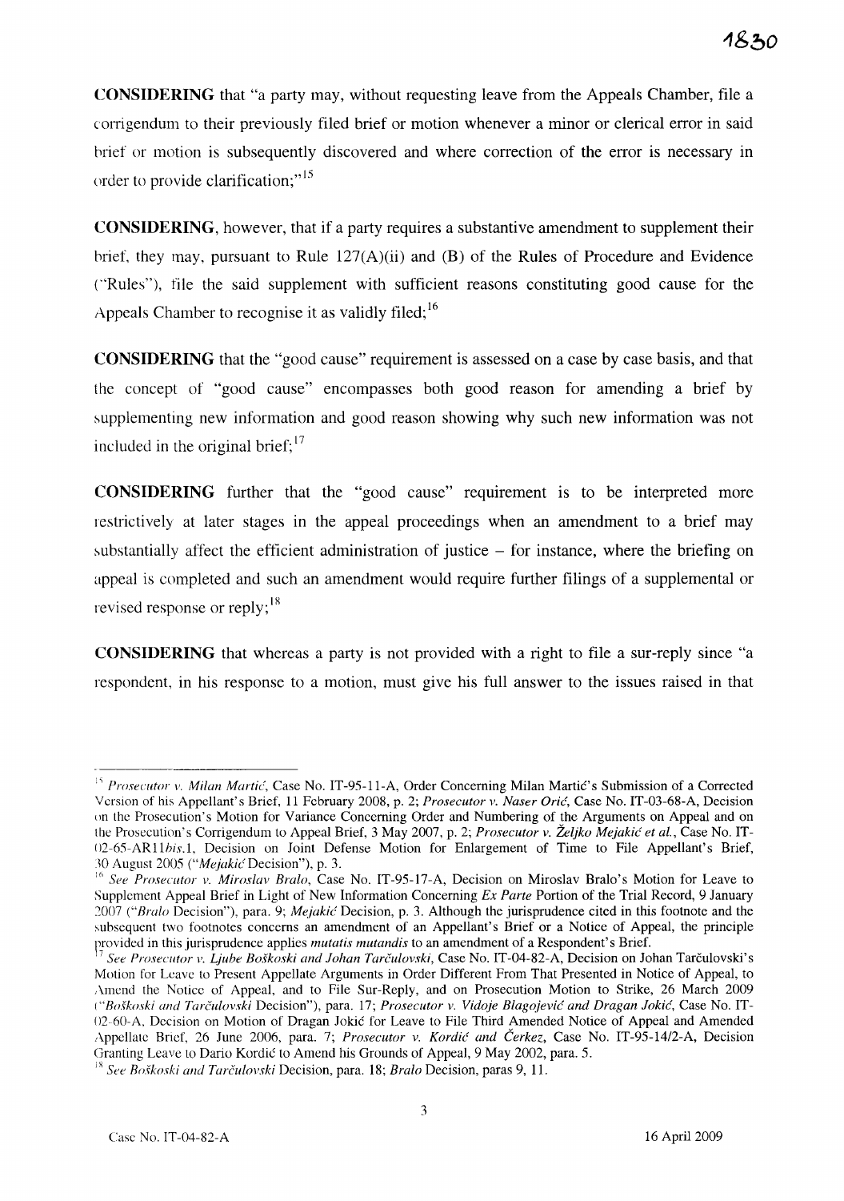**CONSIDERING** that "a party may, without requesting leave from the Appeals Chamber, file a corrigendum to their previously filed brief or motion whenever a minor or clerical error in said brief or motion is subsequently discovered and where correction of the error is necessary in order to provide clarification;"[15]

**CONSIDERING**, however, that if a party requires a substantive amendment to supplement their brief, they may, pursuant to Rule 127(A)(ii) and (B) of the Rules of Procedure and Evidence ("Rules"), file the said supplement with sufficient reasons constituting good cause for the Appeals Chamber to recognise it as validly filed;[16]

**CONSIDERING** that the "good cause" requirement is assessed on a case by case basis, and that the concept of "good cause" encompasses both good reason for amending a brief by supplementing new information and good reason showing why such new information was not included in the original brief;[17]

**CONSIDERING** further that the "good cause" requirement is to be interpreted more restrictively at later stages in the appeal proceedings when an amendment to a brief may substantially affect the efficient administration of justice – for instance, where the briefing on appeal is completed and such an amendment would require further filings of a supplemental or revised response or reply;[18]

**CONSIDERING** that whereas a party is not provided with a right to file a sur-reply since "a respondent, in his response to a motion, must give his full answer to the issues raised in that

---

[15] *Prosecutor v. Milan Martić*, Case No. IT-95-11-A, Order Concerning Milan Martić's Submission of a Corrected Version of his Appellant's Brief, 11 February 2008, p. 2; *Prosecutor v. Naser Orić*, Case No. IT-03-68-A, Decision on the Prosecution's Motion for Variance Concerning Order and Numbering of the Arguments on Appeal and on the Prosecution's Corrigendum to Appeal Brief, 3 May 2007, p. 2; *Prosecutor v. Željko Mejakić et al.*, Case No. IT-02-65-AR11*bis*.1, Decision on Joint Defense Motion for Enlargement of Time to File Appellant's Brief, 30 August 2005 ("*Mejakić* Decision"), p. 3.

[16] *See Prosecutor v. Miroslav Bralo*, Case No. IT-95-17-A, Decision on Miroslav Bralo's Motion for Leave to Supplement Appeal Brief in Light of New Information Concerning *Ex Parte* Portion of the Trial Record, 9 January 2007 ("*Bralo* Decision"), para. 9; *Mejakić* Decision, p. 3. Although the jurisprudence cited in this footnote and the subsequent two footnotes concerns an amendment of an Appellant's Brief or a Notice of Appeal, the principle provided in this jurisprudence applies *mutatis mutandis* to an amendment of a Respondent's Brief.

[17] *See Prosecutor v. Ljube Boškoski and Johan Tarčulovski*, Case No. IT-04-82-A, Decision on Johan Tarčulovski's Motion for Leave to Present Appellate Arguments in Order Different From That Presented in Notice of Appeal, to Amend the Notice of Appeal, and to File Sur-Reply, and on Prosecution Motion to Strike, 26 March 2009 ("*Boškoski and Tarčulovski* Decision"), para. 17; *Prosecutor v. Vidoje Blagojević and Dragan Jokić*, Case No. IT-02-60-A, Decision on Motion of Dragan Jokić for Leave to File Third Amended Notice of Appeal and Amended Appellate Brief, 26 June 2006, para. 7; *Prosecutor v. Kordić and Čerkez*, Case No. IT-95-14/2-A, Decision Granting Leave to Dario Kordić to Amend his Grounds of Appeal, 9 May 2002, para. 5.

[18] *See Boškoski and Tarčulovski* Decision, para. 18; *Bralo* Decision, paras 9, 11.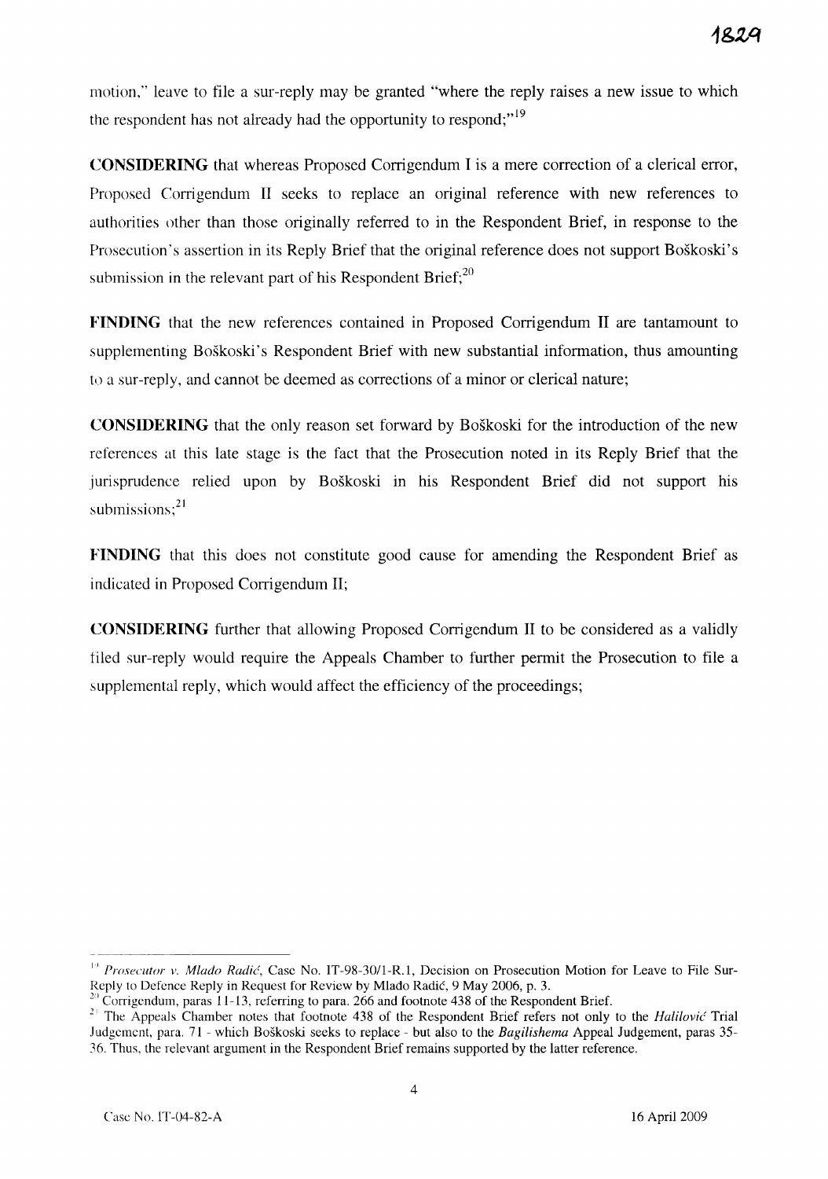motion," leave to file a sur-reply may be granted "where the reply raises a new issue to which the respondent has not already had the opportunity to respond;"[19]

**CONSIDERING** that whereas Proposed Corrigendum I is a mere correction of a clerical error, Proposed Corrigendum II seeks to replace an original reference with new references to authorities other than those originally referred to in the Respondent Brief, in response to the Prosecution's assertion in its Reply Brief that the original reference does not support Boškoski's submission in the relevant part of his Respondent Brief;[20]

**FINDING** that the new references contained in Proposed Corrigendum II are tantamount to supplementing Boškoski's Respondent Brief with new substantial information, thus amounting to a sur-reply, and cannot be deemed as corrections of a minor or clerical nature;

**CONSIDERING** that the only reason set forward by Boškoski for the introduction of the new references at this late stage is the fact that the Prosecution noted in its Reply Brief that the jurisprudence relied upon by Boškoski in his Respondent Brief did not support his submissions;[21]

**FINDING** that this does not constitute good cause for amending the Respondent Brief as indicated in Proposed Corrigendum II;

**CONSIDERING** further that allowing Proposed Corrigendum II to be considered as a validly filed sur-reply would require the Appeals Chamber to further permit the Prosecution to file a supplemental reply, which would affect the efficiency of the proceedings;

---

[19] *Prosecutor v. Mlado Radić*, Case No. IT-98-30/1-R.1, Decision on Prosecution Motion for Leave to File Sur-Reply to Defence Reply in Request for Review by Mlado Radić, 9 May 2006, p. 3.

[20] Corrigendum, paras 11-13, referring to para. 266 and footnote 438 of the Respondent Brief.

[21] The Appeals Chamber notes that footnote 438 of the Respondent Brief refers not only to the *Halilović* Trial Judgement, para. 71 - which Boškoski seeks to replace - but also to the *Bagilishema* Appeal Judgement, paras 35-36. Thus, the relevant argument in the Respondent Brief remains supported by the latter reference.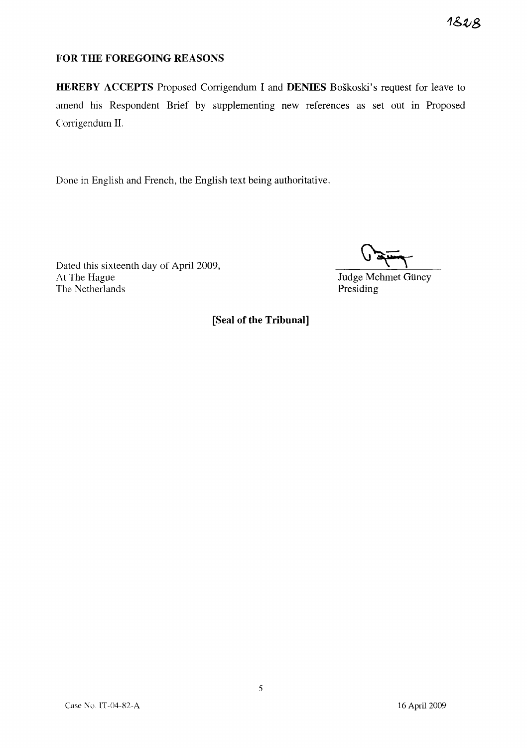**FOR THE FOREGOING REASONS**

**HEREBY ACCEPTS** Proposed Corrigendum I and **DENIES** Boškoski's request for leave to amend his Respondent Brief by supplementing new references as set out in Proposed Corrigendum II.

Done in English and French, the English text being authoritative.

Dated this sixteenth day of April 2009,
At The Hague
The Netherlands

Judge Mehmet Güney
Presiding

**[Seal of the Tribunal]**